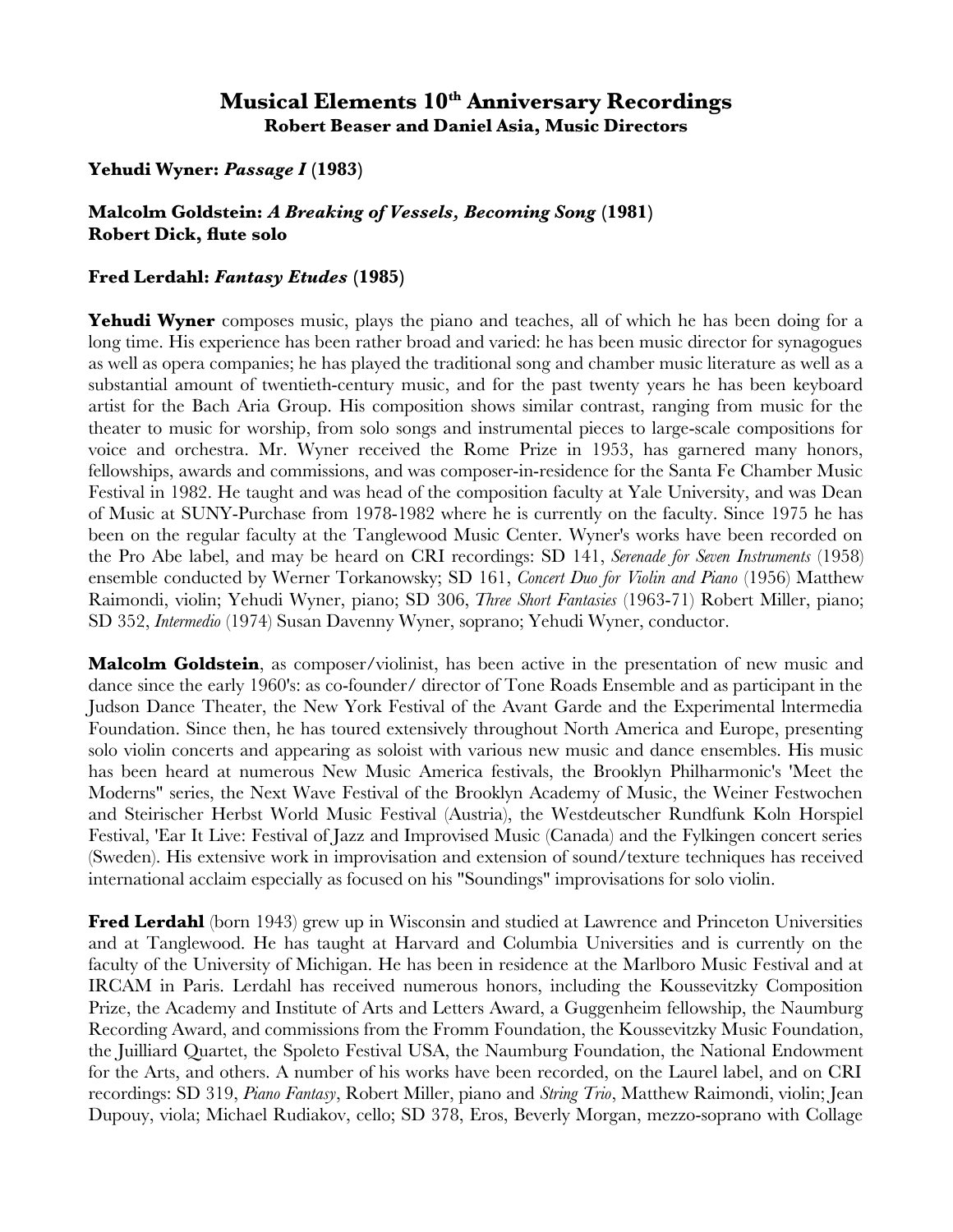# Musical Elements 10th Anniversary Recordings
## Robert Beaser and Daniel Asia, Music Directors

**Yehudi Wyner: *Passage I* (1983)**

**Malcolm Goldstein: *A Breaking of Vessels, Becoming Song* (1981)**
**Robert Dick, flute solo**

**Fred Lerdahl: *Fantasy Etudes* (1985)**

**Yehudi Wyner** composes music, plays the piano and teaches, all of which he has been doing for a long time. His experience has been rather broad and varied: he has been music director for synagogues as well as opera companies; he has played the traditional song and chamber music literature as well as a substantial amount of twentieth-century music, and for the past twenty years he has been keyboard artist for the Bach Aria Group. His composition shows similar contrast, ranging from music for the theater to music for worship, from solo songs and instrumental pieces to large-scale compositions for voice and orchestra. Mr. Wyner received the Rome Prize in 1953, has garnered many honors, fellowships, awards and commissions, and was composer-in-residence for the Santa Fe Chamber Music Festival in 1982. He taught and was head of the composition faculty at Yale University, and was Dean of Music at SUNY-Purchase from 1978-1982 where he is currently on the faculty. Since 1975 he has been on the regular faculty at the Tanglewood Music Center. Wyner's works have been recorded on the Pro Abe label, and may be heard on CRI recordings: SD 141, *Serenade for Seven Instruments* (1958) ensemble conducted by Werner Torkanowsky; SD 161, *Concert Duo for Violin and Piano* (1956) Matthew Raimondi, violin; Yehudi Wyner, piano; SD 306, *Three Short Fantasies* (1963-71) Robert Miller, piano; SD 352, *Intermedio* (1974) Susan Davenny Wyner, soprano; Yehudi Wyner, conductor.

**Malcolm Goldstein**, as composer/violinist, has been active in the presentation of new music and dance since the early 1960's: as co-founder/ director of Tone Roads Ensemble and as participant in the Judson Dance Theater, the New York Festival of the Avant Garde and the Experimental lntermedia Foundation. Since then, he has toured extensively throughout North America and Europe, presenting solo violin concerts and appearing as soloist with various new music and dance ensembles. His music has been heard at numerous New Music America festivals, the Brooklyn Philharmonic's 'Meet the Moderns" series, the Next Wave Festival of the Brooklyn Academy of Music, the Weiner Festwochen and Steirischer Herbst World Music Festival (Austria), the Westdeutscher Rundfunk Koln Horspiel Festival, 'Ear It Live: Festival of Jazz and Improvised Music (Canada) and the Fylkingen concert series (Sweden). His extensive work in improvisation and extension of sound/texture techniques has received international acclaim especially as focused on his "Soundings" improvisations for solo violin.

**Fred Lerdahl** (born 1943) grew up in Wisconsin and studied at Lawrence and Princeton Universities and at Tanglewood. He has taught at Harvard and Columbia Universities and is currently on the faculty of the University of Michigan. He has been in residence at the Marlboro Music Festival and at IRCAM in Paris. Lerdahl has received numerous honors, including the Koussevitzky Composition Prize, the Academy and Institute of Arts and Letters Award, a Guggenheim fellowship, the Naumburg Recording Award, and commissions from the Fromm Foundation, the Koussevitzky Music Foundation, the Juilliard Quartet, the Spoleto Festival USA, the Naumburg Foundation, the National Endowment for the Arts, and others. A number of his works have been recorded, on the Laurel label, and on CRI recordings: SD 319, *Piano Fantasy*, Robert Miller, piano and *String Trio*, Matthew Raimondi, violin; Jean Dupouy, viola; Michael Rudiakov, cello; SD 378, Eros, Beverly Morgan, mezzo-soprano with Collage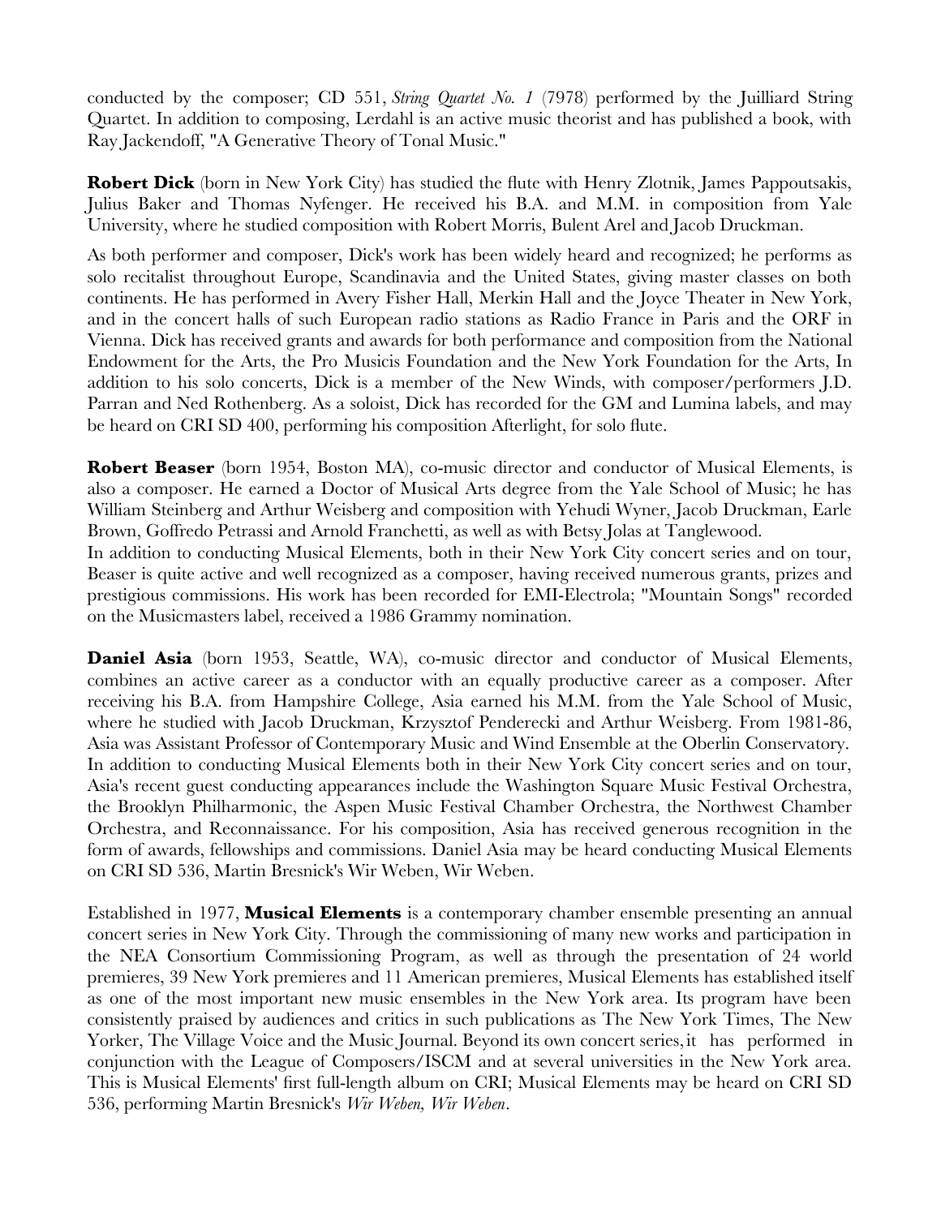conducted by the composer; CD 551, *String Quartet No. 1* (7978) performed by the Juilliard String Quartet. In addition to composing, Lerdahl is an active music theorist and has published a book, with Ray Jackendoff, "A Generative Theory of Tonal Music."

**Robert Dick** (born in New York City) has studied the flute with Henry Zlotnik, James Pappoutsakis, Julius Baker and Thomas Nyfenger. He received his B.A. and M.M. in composition from Yale University, where he studied composition with Robert Morris, Bulent Arel and Jacob Druckman.

As both performer and composer, Dick's work has been widely heard and recognized; he performs as solo recitalist throughout Europe, Scandinavia and the United States, giving master classes on both continents. He has performed in Avery Fisher Hall, Merkin Hall and the Joyce Theater in New York, and in the concert halls of such European radio stations as Radio France in Paris and the ORF in Vienna. Dick has received grants and awards for both performance and composition from the National Endowment for the Arts, the Pro Musicis Foundation and the New York Foundation for the Arts, In addition to his solo concerts, Dick is a member of the New Winds, with composer/performers J.D. Parran and Ned Rothenberg. As a soloist, Dick has recorded for the GM and Lumina labels, and may be heard on CRI SD 400, performing his composition Afterlight, for solo flute.

**Robert Beaser** (born 1954, Boston MA), co-music director and conductor of Musical Elements, is also a composer. He earned a Doctor of Musical Arts degree from the Yale School of Music; he has William Steinberg and Arthur Weisberg and composition with Yehudi Wyner, Jacob Druckman, Earle Brown, Goffredo Petrassi and Arnold Franchetti, as well as with Betsy Jolas at Tanglewood.
In addition to conducting Musical Elements, both in their New York City concert series and on tour, Beaser is quite active and well recognized as a composer, having received numerous grants, prizes and prestigious commissions. His work has been recorded for EMI-Electrola; "Mountain Songs" recorded on the Musicmasters label, received a 1986 Grammy nomination.

**Daniel Asia** (born 1953, Seattle, WA), co-music director and conductor of Musical Elements, combines an active career as a conductor with an equally productive career as a composer. After receiving his B.A. from Hampshire College, Asia earned his M.M. from the Yale School of Music, where he studied with Jacob Druckman, Krzysztof Penderecki and Arthur Weisberg. From 1981-86, Asia was Assistant Professor of Contemporary Music and Wind Ensemble at the Oberlin Conservatory. In addition to conducting Musical Elements both in their New York City concert series and on tour, Asia's recent guest conducting appearances include the Washington Square Music Festival Orchestra, the Brooklyn Philharmonic, the Aspen Music Festival Chamber Orchestra, the Northwest Chamber Orchestra, and Reconnaissance. For his composition, Asia has received generous recognition in the form of awards, fellowships and commissions. Daniel Asia may be heard conducting Musical Elements on CRI SD 536, Martin Bresnick's Wir Weben, Wir Weben.

Established in 1977, **Musical Elements** is a contemporary chamber ensemble presenting an annual concert series in New York City. Through the commissioning of many new works and participation in the NEA Consortium Commissioning Program, as well as through the presentation of 24 world premieres, 39 New York premieres and 11 American premieres, Musical Elements has established itself as one of the most important new music ensembles in the New York area. Its program have been consistently praised by audiences and critics in such publications as The New York Times, The New Yorker, The Village Voice and the Music Journal. Beyond its own concert series, it has performed in conjunction with the League of Composers/ISCM and at several universities in the New York area. This is Musical Elements' first full-length album on CRI; Musical Elements may be heard on CRI SD 536, performing Martin Bresnick's *Wir Weben, Wir Weben*.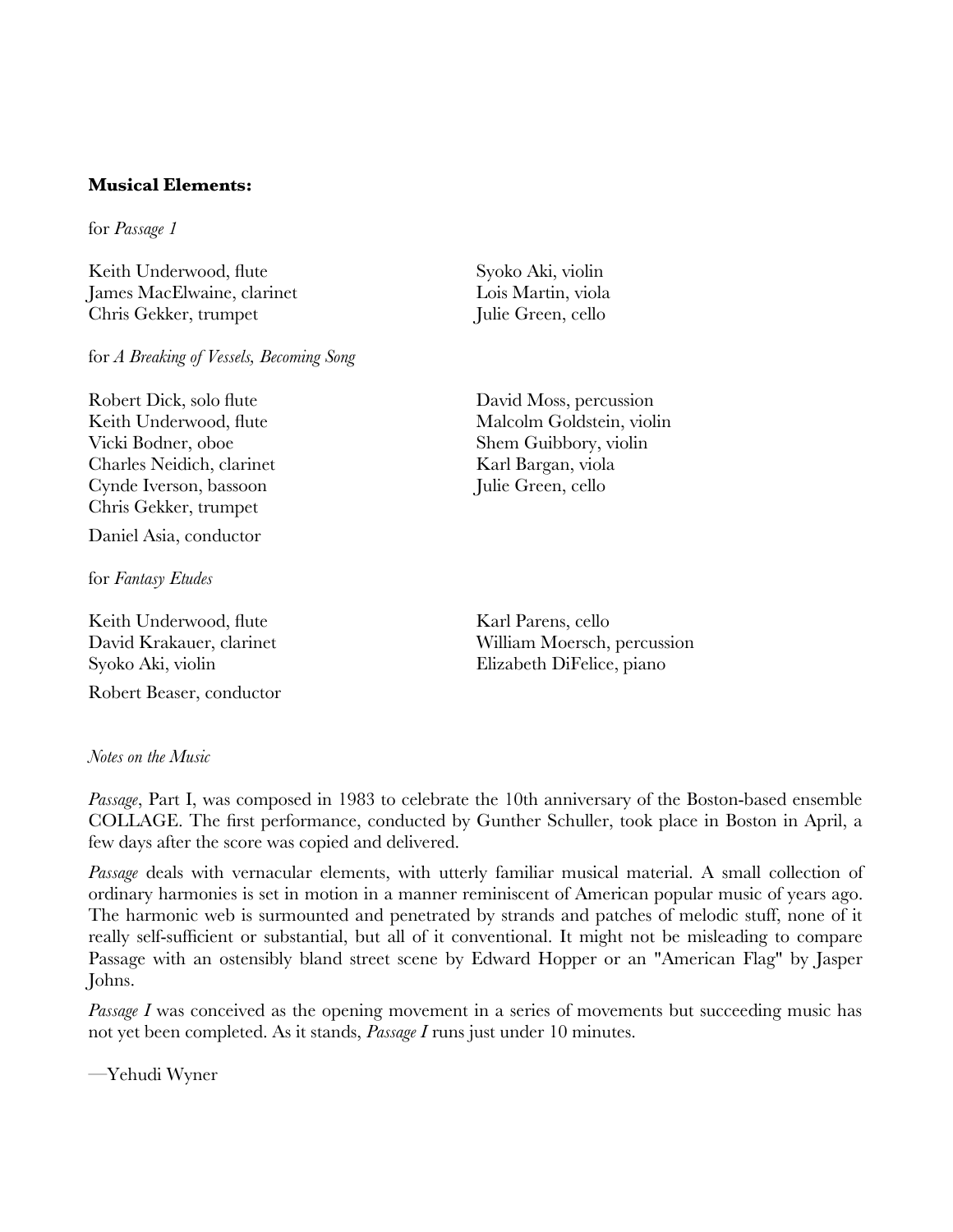**Musical Elements:**

for *Passage 1*

Keith Underwood, flute
James MacElwaine, clarinet
Chris Gekker, trumpet
Syoko Aki, violin
Lois Martin, viola
Julie Green, cello

for *A Breaking of Vessels, Becoming Song*

Robert Dick, solo flute
Keith Underwood, flute
Vicki Bodner, oboe
Charles Neidich, clarinet
Cynde Iverson, bassoon
Chris Gekker, trumpet
David Moss, percussion
Malcolm Goldstein, violin
Shem Guibbory, violin
Karl Bargan, viola
Julie Green, cello

Daniel Asia, conductor

for *Fantasy Etudes*

Keith Underwood, flute
David Krakauer, clarinet
Syoko Aki, violin
Karl Parens, cello
William Moersch, percussion
Elizabeth DiFelice, piano

Robert Beaser, conductor

*Notes on the Music*

*Passage*, Part I, was composed in 1983 to celebrate the 10th anniversary of the Boston-based ensemble COLLAGE. The first performance, conducted by Gunther Schuller, took place in Boston in April, a few days after the score was copied and delivered.

*Passage* deals with vernacular elements, with utterly familiar musical material. A small collection of ordinary harmonies is set in motion in a manner reminiscent of American popular music of years ago. The harmonic web is surmounted and penetrated by strands and patches of melodic stuff, none of it really self-sufficient or substantial, but all of it conventional. It might not be misleading to compare Passage with an ostensibly bland street scene by Edward Hopper or an "American Flag" by Jasper Johns.

*Passage I* was conceived as the opening movement in a series of movements but succeeding music has not yet been completed. As it stands, *Passage I* runs just under 10 minutes.

—Yehudi Wyner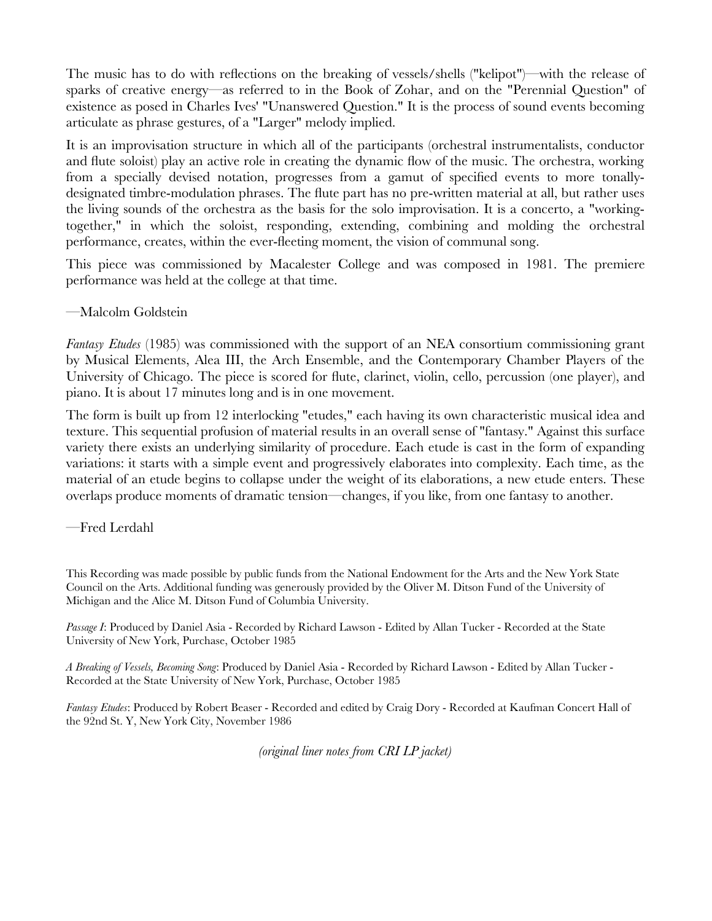The music has to do with reflections on the breaking of vessels/shells ("kelipot")—with the release of sparks of creative energy—as referred to in the Book of Zohar, and on the "Perennial Question" of existence as posed in Charles Ives' "Unanswered Question." It is the process of sound events becoming articulate as phrase gestures, of a "Larger" melody implied.

It is an improvisation structure in which all of the participants (orchestral instrumentalists, conductor and flute soloist) play an active role in creating the dynamic flow of the music. The orchestra, working from a specially devised notation, progresses from a gamut of specified events to more tonally-designated timbre-modulation phrases. The flute part has no pre-written material at all, but rather uses the living sounds of the orchestra as the basis for the solo improvisation. It is a concerto, a "working-together," in which the soloist, responding, extending, combining and molding the orchestral performance, creates, within the ever-fleeting moment, the vision of communal song.

This piece was commissioned by Macalester College and was composed in 1981. The premiere performance was held at the college at that time.

—Malcolm Goldstein

*Fantasy Etudes* (1985) was commissioned with the support of an NEA consortium commissioning grant by Musical Elements, Alea III, the Arch Ensemble, and the Contemporary Chamber Players of the University of Chicago. The piece is scored for flute, clarinet, violin, cello, percussion (one player), and piano. It is about 17 minutes long and is in one movement.

The form is built up from 12 interlocking "etudes," each having its own characteristic musical idea and texture. This sequential profusion of material results in an overall sense of "fantasy." Against this surface variety there exists an underlying similarity of procedure. Each etude is cast in the form of expanding variations: it starts with a simple event and progressively elaborates into complexity. Each time, as the material of an etude begins to collapse under the weight of its elaborations, a new etude enters. These overlaps produce moments of dramatic tension—changes, if you like, from one fantasy to another.

—Fred Lerdahl

This Recording was made possible by public funds from the National Endowment for the Arts and the New York State Council on the Arts. Additional funding was generously provided by the Oliver M. Ditson Fund of the University of Michigan and the Alice M. Ditson Fund of Columbia University.

*Passage I*: Produced by Daniel Asia - Recorded by Richard Lawson - Edited by Allan Tucker - Recorded at the State University of New York, Purchase, October 1985

*A Breaking of Vessels, Becoming Song*: Produced by Daniel Asia - Recorded by Richard Lawson - Edited by Allan Tucker - Recorded at the State University of New York, Purchase, October 1985

*Fantasy Etudes*: Produced by Robert Beaser - Recorded and edited by Craig Dory - Recorded at Kaufman Concert Hall of the 92nd St. Y, New York City, November 1986

*(original liner notes from CRI LP jacket)*